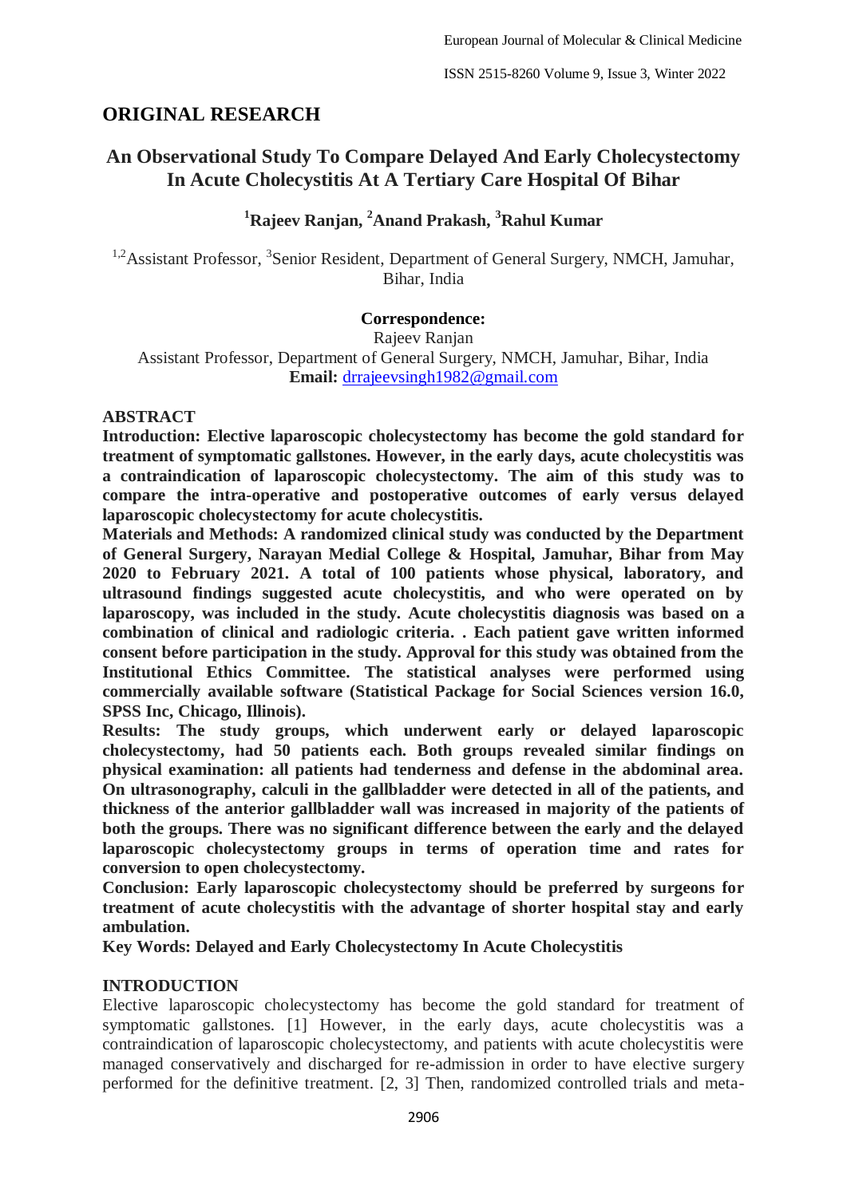## ORIGINAL RESEARCH

# An Observational Study To Compare Delayed And Early Cholecystectomy In Acute Cholecystitis At A Tertiary Care Hospital Of Bihar

[1]Rajeev Ranjan, [2]Anand Prakash, [3]Rahul Kumar

[1,2]Assistant Professor, [3]Senior Resident, Department of General Surgery, NMCH, Jamuhar, Bihar, India

**Correspondence:**
Rajeev Ranjan
Assistant Professor, Department of General Surgery, NMCH, Jamuhar, Bihar, India
**Email:** drrajeevsingh1982@gmail.com

## ABSTRACT

**Introduction: Elective laparoscopic cholecystectomy has become the gold standard for treatment of symptomatic gallstones. However, in the early days, acute cholecystitis was a contraindication of laparoscopic cholecystectomy. The aim of this study was to compare the intra-operative and postoperative outcomes of early versus delayed laparoscopic cholecystectomy for acute cholecystitis.**

**Materials and Methods: A randomized clinical study was conducted by the Department of General Surgery, Narayan Medial College & Hospital, Jamuhar, Bihar from May 2020 to February 2021. A total of 100 patients whose physical, laboratory, and ultrasound findings suggested acute cholecystitis, and who were operated on by laparoscopy, was included in the study. Acute cholecystitis diagnosis was based on a combination of clinical and radiologic criteria. . Each patient gave written informed consent before participation in the study. Approval for this study was obtained from the Institutional Ethics Committee. The statistical analyses were performed using commercially available software (Statistical Package for Social Sciences version 16.0, SPSS Inc, Chicago, Illinois).**

**Results: The study groups, which underwent early or delayed laparoscopic cholecystectomy, had 50 patients each. Both groups revealed similar findings on physical examination: all patients had tenderness and defense in the abdominal area. On ultrasonography, calculi in the gallbladder were detected in all of the patients, and thickness of the anterior gallbladder wall was increased in majority of the patients of both the groups. There was no significant difference between the early and the delayed laparoscopic cholecystectomy groups in terms of operation time and rates for conversion to open cholecystectomy.**

**Conclusion: Early laparoscopic cholecystectomy should be preferred by surgeons for treatment of acute cholecystitis with the advantage of shorter hospital stay and early ambulation.**

**Key Words: Delayed and Early Cholecystectomy In Acute Cholecystitis**

## INTRODUCTION

Elective laparoscopic cholecystectomy has become the gold standard for treatment of symptomatic gallstones. [1] However, in the early days, acute cholecystitis was a contraindication of laparoscopic cholecystectomy, and patients with acute cholecystitis were managed conservatively and discharged for re-admission in order to have elective surgery performed for the definitive treatment. [2, 3] Then, randomized controlled trials and meta-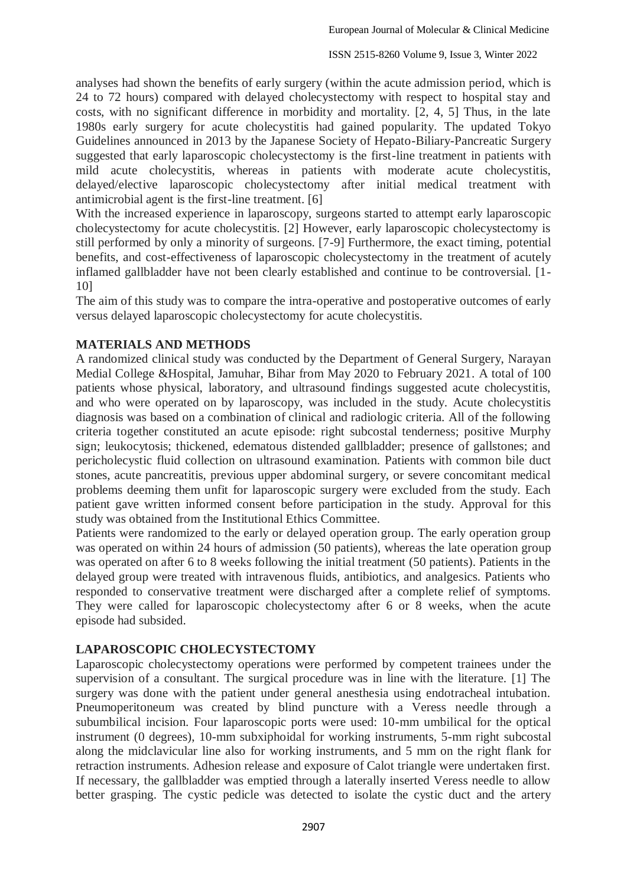analyses had shown the benefits of early surgery (within the acute admission period, which is 24 to 72 hours) compared with delayed cholecystectomy with respect to hospital stay and costs, with no significant difference in morbidity and mortality. [2, 4, 5] Thus, in the late 1980s early surgery for acute cholecystitis had gained popularity. The updated Tokyo Guidelines announced in 2013 by the Japanese Society of Hepato-Biliary-Pancreatic Surgery suggested that early laparoscopic cholecystectomy is the first-line treatment in patients with mild acute cholecystitis, whereas in patients with moderate acute cholecystitis, delayed/elective laparoscopic cholecystectomy after initial medical treatment with antimicrobial agent is the first-line treatment. [6]

With the increased experience in laparoscopy, surgeons started to attempt early laparoscopic cholecystectomy for acute cholecystitis. [2] However, early laparoscopic cholecystectomy is still performed by only a minority of surgeons. [7-9] Furthermore, the exact timing, potential benefits, and cost-effectiveness of laparoscopic cholecystectomy in the treatment of acutely inflamed gallbladder have not been clearly established and continue to be controversial. [1-10]

The aim of this study was to compare the intra-operative and postoperative outcomes of early versus delayed laparoscopic cholecystectomy for acute cholecystitis.

## MATERIALS AND METHODS

A randomized clinical study was conducted by the Department of General Surgery, Narayan Medial College &Hospital, Jamuhar, Bihar from May 2020 to February 2021. A total of 100 patients whose physical, laboratory, and ultrasound findings suggested acute cholecystitis, and who were operated on by laparoscopy, was included in the study. Acute cholecystitis diagnosis was based on a combination of clinical and radiologic criteria. All of the following criteria together constituted an acute episode: right subcostal tenderness; positive Murphy sign; leukocytosis; thickened, edematous distended gallbladder; presence of gallstones; and pericholecystic fluid collection on ultrasound examination. Patients with common bile duct stones, acute pancreatitis, previous upper abdominal surgery, or severe concomitant medical problems deeming them unfit for laparoscopic surgery were excluded from the study. Each patient gave written informed consent before participation in the study. Approval for this study was obtained from the Institutional Ethics Committee.

Patients were randomized to the early or delayed operation group. The early operation group was operated on within 24 hours of admission (50 patients), whereas the late operation group was operated on after 6 to 8 weeks following the initial treatment (50 patients). Patients in the delayed group were treated with intravenous fluids, antibiotics, and analgesics. Patients who responded to conservative treatment were discharged after a complete relief of symptoms. They were called for laparoscopic cholecystectomy after 6 or 8 weeks, when the acute episode had subsided.

## LAPAROSCOPIC CHOLECYSTECTOMY

Laparoscopic cholecystectomy operations were performed by competent trainees under the supervision of a consultant. The surgical procedure was in line with the literature. [1] The surgery was done with the patient under general anesthesia using endotracheal intubation. Pneumoperitoneum was created by blind puncture with a Veress needle through a subumbilical incision. Four laparoscopic ports were used: 10-mm umbilical for the optical instrument (0 degrees), 10-mm subxiphoidal for working instruments, 5-mm right subcostal along the midclavicular line also for working instruments, and 5 mm on the right flank for retraction instruments. Adhesion release and exposure of Calot triangle were undertaken first. If necessary, the gallbladder was emptied through a laterally inserted Veress needle to allow better grasping. The cystic pedicle was detected to isolate the cystic duct and the artery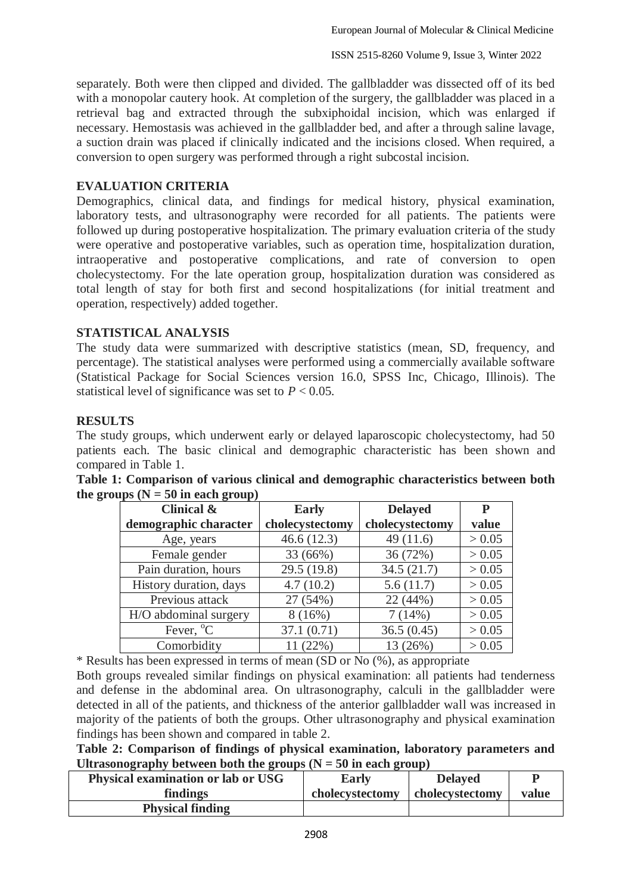separately. Both were then clipped and divided. The gallbladder was dissected off of its bed with a monopolar cautery hook. At completion of the surgery, the gallbladder was placed in a retrieval bag and extracted through the subxiphoidal incision, which was enlarged if necessary. Hemostasis was achieved in the gallbladder bed, and after a through saline lavage, a suction drain was placed if clinically indicated and the incisions closed. When required, a conversion to open surgery was performed through a right subcostal incision.

## EVALUATION CRITERIA

Demographics, clinical data, and findings for medical history, physical examination, laboratory tests, and ultrasonography were recorded for all patients. The patients were followed up during postoperative hospitalization. The primary evaluation criteria of the study were operative and postoperative variables, such as operation time, hospitalization duration, intraoperative and postoperative complications, and rate of conversion to open cholecystectomy. For the late operation group, hospitalization duration was considered as total length of stay for both first and second hospitalizations (for initial treatment and operation, respectively) added together.

## STATISTICAL ANALYSIS

The study data were summarized with descriptive statistics (mean, SD, frequency, and percentage). The statistical analyses were performed using a commercially available software (Statistical Package for Social Sciences version 16.0, SPSS Inc, Chicago, Illinois). The statistical level of significance was set to $P < 0.05$.

## RESULTS

The study groups, which underwent early or delayed laparoscopic cholecystectomy, had 50 patients each. The basic clinical and demographic characteristic has been shown and compared in Table 1.

**Table 1: Comparison of various clinical and demographic characteristics between both the groups (N = 50 in each group)**

| Clinical & demographic character | Early cholecystectomy | Delayed cholecystectomy | P value |
|---|---|---|---|
| Age, years | 46.6 (12.3) | 49 (11.6) | > 0.05 |
| Female gender | 33 (66%) | 36 (72%) | > 0.05 |
| Pain duration, hours | 29.5 (19.8) | 34.5 (21.7) | > 0.05 |
| History duration, days | 4.7 (10.2) | 5.6 (11.7) | > 0.05 |
| Previous attack | 27 (54%) | 22 (44%) | > 0.05 |
| H/O abdominal surgery | 8 (16%) | 7 (14%) | > 0.05 |
| Fever, $^{o}$C | 37.1 (0.71) | 36.5 (0.45) | > 0.05 |
| Comorbidity | 11 (22%) | 13 (26%) | > 0.05 |

* Results has been expressed in terms of mean (SD or No (%), as appropriate

Both groups revealed similar findings on physical examination: all patients had tenderness and defense in the abdominal area. On ultrasonography, calculi in the gallbladder were detected in all of the patients, and thickness of the anterior gallbladder wall was increased in majority of the patients of both the groups. Other ultrasonography and physical examination findings has been shown and compared in table 2.

**Table 2: Comparison of findings of physical examination, laboratory parameters and Ultrasonography between both the groups (N = 50 in each group)**

| Physical examination or lab or USG findings | Early cholecystectomy | Delayed cholecystectomy | P value |
|---|---|---|---|
| **Physical finding** | | | |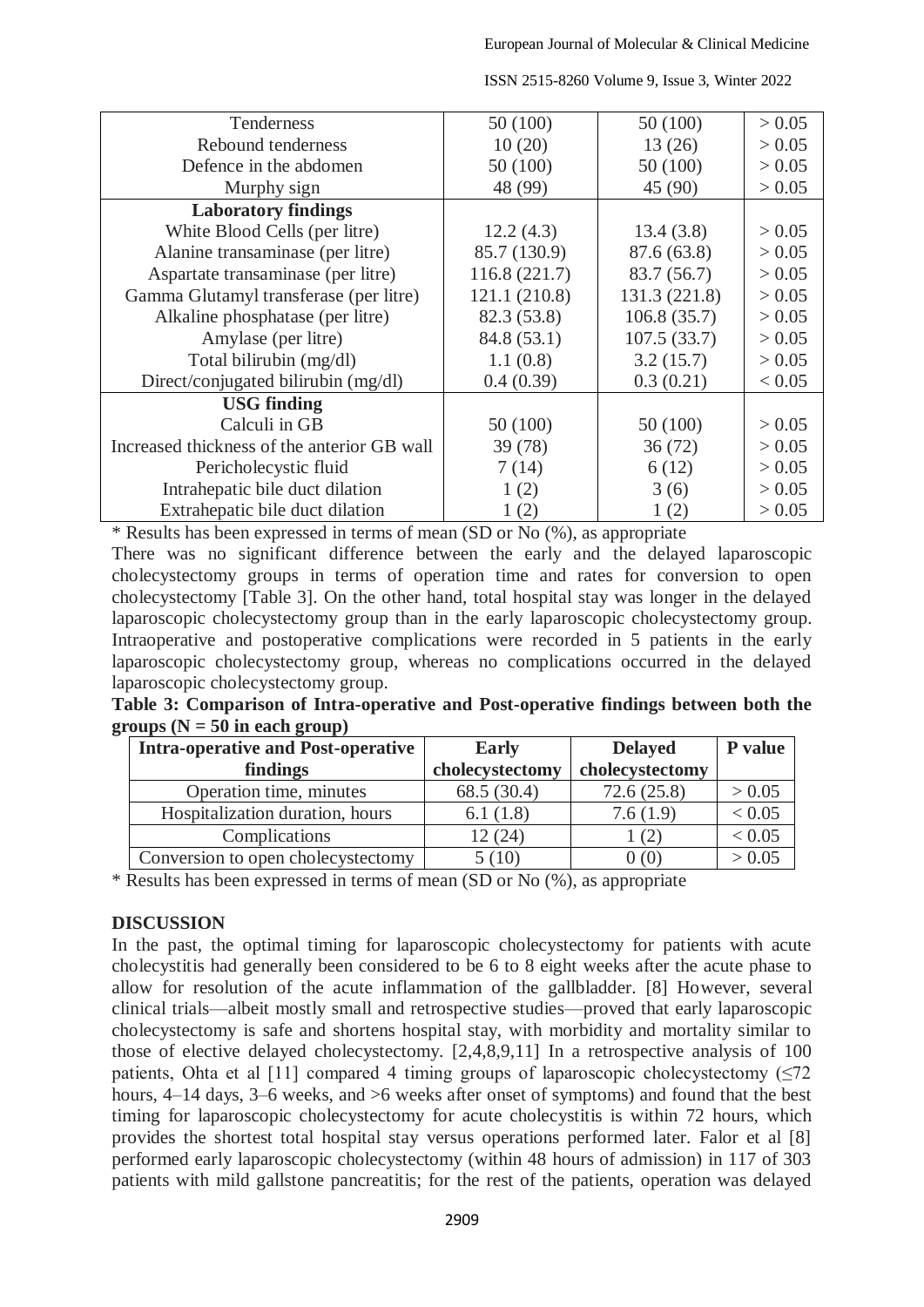| Tenderness | 50 (100) | 50 (100) | > 0.05 |
|---|---|---|---|
| Rebound tenderness | 10 (20) | 13 (26) | > 0.05 |
| Defence in the abdomen | 50 (100) | 50 (100) | > 0.05 |
| Murphy sign | 48 (99) | 45 (90) | > 0.05 |
| **Laboratory findings** | | | |
| White Blood Cells (per litre) | 12.2 (4.3) | 13.4 (3.8) | > 0.05 |
| Alanine transaminase (per litre) | 85.7 (130.9) | 87.6 (63.8) | > 0.05 |
| Aspartate transaminase (per litre) | 116.8 (221.7) | 83.7 (56.7) | > 0.05 |
| Gamma Glutamyl transferase (per litre) | 121.1 (210.8) | 131.3 (221.8) | > 0.05 |
| Alkaline phosphatase (per litre) | 82.3 (53.8) | 106.8 (35.7) | > 0.05 |
| Amylase (per litre) | 84.8 (53.1) | 107.5 (33.7) | > 0.05 |
| Total bilirubin (mg/dl) | 1.1 (0.8) | 3.2 (15.7) | > 0.05 |
| Direct/conjugated bilirubin (mg/dl) | 0.4 (0.39) | 0.3 (0.21) | < 0.05 |
| **USG finding** | | | |
| Calculi in GB | 50 (100) | 50 (100) | > 0.05 |
| Increased thickness of the anterior GB wall | 39 (78) | 36 (72) | > 0.05 |
| Pericholecystic fluid | 7 (14) | 6 (12) | > 0.05 |
| Intrahepatic bile duct dilation | 1 (2) | 3 (6) | > 0.05 |
| Extrahepatic bile duct dilation | 1 (2) | 1 (2) | > 0.05 |

* Results has been expressed in terms of mean (SD or No (%), as appropriate

There was no significant difference between the early and the delayed laparoscopic cholecystectomy groups in terms of operation time and rates for conversion to open cholecystectomy [Table 3]. On the other hand, total hospital stay was longer in the delayed laparoscopic cholecystectomy group than in the early laparoscopic cholecystectomy group. Intraoperative and postoperative complications were recorded in 5 patients in the early laparoscopic cholecystectomy group, whereas no complications occurred in the delayed laparoscopic cholecystectomy group.

**Table 3: Comparison of Intra-operative and Post-operative findings between both the groups (N = 50 in each group)**

| Intra-operative and Post-operative findings | Early cholecystectomy | Delayed cholecystectomy | P value |
|---|---|---|---|
| Operation time, minutes | 68.5 (30.4) | 72.6 (25.8) | > 0.05 |
| Hospitalization duration, hours | 6.1 (1.8) | 7.6 (1.9) | < 0.05 |
| Complications | 12 (24) | 1 (2) | < 0.05 |
| Conversion to open cholecystectomy | 5 (10) | 0 (0) | > 0.05 |

* Results has been expressed in terms of mean (SD or No (%), as appropriate

## DISCUSSION

In the past, the optimal timing for laparoscopic cholecystectomy for patients with acute cholecystitis had generally been considered to be 6 to 8 eight weeks after the acute phase to allow for resolution of the acute inflammation of the gallbladder. [8] However, several clinical trials—albeit mostly small and retrospective studies—proved that early laparoscopic cholecystectomy is safe and shortens hospital stay, with morbidity and mortality similar to those of elective delayed cholecystectomy. [2,4,8,9,11] In a retrospective analysis of 100 patients, Ohta et al [11] compared 4 timing groups of laparoscopic cholecystectomy (≤72 hours, 4–14 days, 3–6 weeks, and >6 weeks after onset of symptoms) and found that the best timing for laparoscopic cholecystectomy for acute cholecystitis is within 72 hours, which provides the shortest total hospital stay versus operations performed later. Falor et al [8] performed early laparoscopic cholecystectomy (within 48 hours of admission) in 117 of 303 patients with mild gallstone pancreatitis; for the rest of the patients, operation was delayed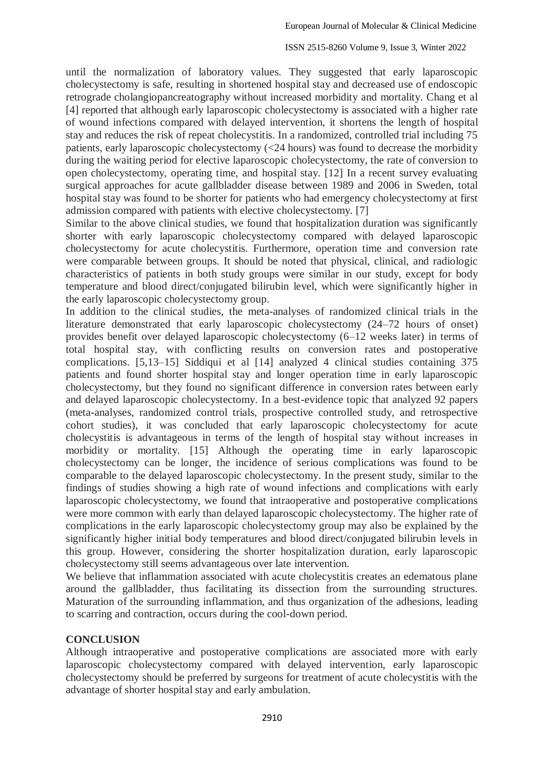until the normalization of laboratory values. They suggested that early laparoscopic cholecystectomy is safe, resulting in shortened hospital stay and decreased use of endoscopic retrograde cholangiopancreatography without increased morbidity and mortality. Chang et al [4] reported that although early laparoscopic cholecystectomy is associated with a higher rate of wound infections compared with delayed intervention, it shortens the length of hospital stay and reduces the risk of repeat cholecystitis. In a randomized, controlled trial including 75 patients, early laparoscopic cholecystectomy (<24 hours) was found to decrease the morbidity during the waiting period for elective laparoscopic cholecystectomy, the rate of conversion to open cholecystectomy, operating time, and hospital stay. [12] In a recent survey evaluating surgical approaches for acute gallbladder disease between 1989 and 2006 in Sweden, total hospital stay was found to be shorter for patients who had emergency cholecystectomy at first admission compared with patients with elective cholecystectomy. [7]

Similar to the above clinical studies, we found that hospitalization duration was significantly shorter with early laparoscopic cholecystectomy compared with delayed laparoscopic cholecystectomy for acute cholecystitis. Furthermore, operation time and conversion rate were comparable between groups. It should be noted that physical, clinical, and radiologic characteristics of patients in both study groups were similar in our study, except for body temperature and blood direct/conjugated bilirubin level, which were significantly higher in the early laparoscopic cholecystectomy group.

In addition to the clinical studies, the meta-analyses of randomized clinical trials in the literature demonstrated that early laparoscopic cholecystectomy (24–72 hours of onset) provides benefit over delayed laparoscopic cholecystectomy (6–12 weeks later) in terms of total hospital stay, with conflicting results on conversion rates and postoperative complications. [5,13–15] Siddiqui et al [14] analyzed 4 clinical studies containing 375 patients and found shorter hospital stay and longer operation time in early laparoscopic cholecystectomy, but they found no significant difference in conversion rates between early and delayed laparoscopic cholecystectomy. In a best-evidence topic that analyzed 92 papers (meta-analyses, randomized control trials, prospective controlled study, and retrospective cohort studies), it was concluded that early laparoscopic cholecystectomy for acute cholecystitis is advantageous in terms of the length of hospital stay without increases in morbidity or mortality. [15] Although the operating time in early laparoscopic cholecystectomy can be longer, the incidence of serious complications was found to be comparable to the delayed laparoscopic cholecystectomy. In the present study, similar to the findings of studies showing a high rate of wound infections and complications with early laparoscopic cholecystectomy, we found that intraoperative and postoperative complications were more common with early than delayed laparoscopic cholecystectomy. The higher rate of complications in the early laparoscopic cholecystectomy group may also be explained by the significantly higher initial body temperatures and blood direct/conjugated bilirubin levels in this group. However, considering the shorter hospitalization duration, early laparoscopic cholecystectomy still seems advantageous over late intervention.

We believe that inflammation associated with acute cholecystitis creates an edematous plane around the gallbladder, thus facilitating its dissection from the surrounding structures. Maturation of the surrounding inflammation, and thus organization of the adhesions, leading to scarring and contraction, occurs during the cool-down period.

## CONCLUSION

Although intraoperative and postoperative complications are associated more with early laparoscopic cholecystectomy compared with delayed intervention, early laparoscopic cholecystectomy should be preferred by surgeons for treatment of acute cholecystitis with the advantage of shorter hospital stay and early ambulation.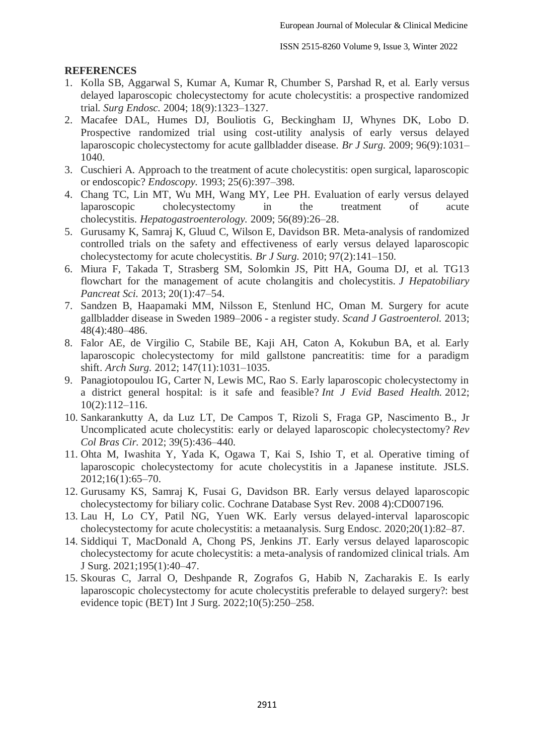**REFERENCES**

1. Kolla SB, Aggarwal S, Kumar A, Kumar R, Chumber S, Parshad R, et al. Early versus delayed laparoscopic cholecystectomy for acute cholecystitis: a prospective randomized trial. *Surg Endosc.* 2004; 18(9):1323–1327.
2. Macafee DAL, Humes DJ, Bouliotis G, Beckingham IJ, Whynes DK, Lobo D. Prospective randomized trial using cost-utility analysis of early versus delayed laparoscopic cholecystectomy for acute gallbladder disease. *Br J Surg.* 2009; 96(9):1031–1040.
3. Cuschieri A. Approach to the treatment of acute cholecystitis: open surgical, laparoscopic or endoscopic? *Endoscopy.* 1993; 25(6):397–398.
4. Chang TC, Lin MT, Wu MH, Wang MY, Lee PH. Evaluation of early versus delayed laparoscopic cholecystectomy in the treatment of acute cholecystitis. *Hepatogastroenterology.* 2009; 56(89):26–28.
5. Gurusamy K, Samraj K, Gluud C, Wilson E, Davidson BR. Meta-analysis of randomized controlled trials on the safety and effectiveness of early versus delayed laparoscopic cholecystectomy for acute cholecystitis. *Br J Surg.* 2010; 97(2):141–150.
6. Miura F, Takada T, Strasberg SM, Solomkin JS, Pitt HA, Gouma DJ, et al. TG13 flowchart for the management of acute cholangitis and cholecystitis. *J Hepatobiliary Pancreat Sci.* 2013; 20(1):47–54.
7. Sandzen B, Haapamaki MM, Nilsson E, Stenlund HC, Oman M. Surgery for acute gallbladder disease in Sweden 1989–2006 - a register study. *Scand J Gastroenterol.* 2013; 48(4):480–486.
8. Falor AE, de Virgilio C, Stabile BE, Kaji AH, Caton A, Kokubun BA, et al. Early laparoscopic cholecystectomy for mild gallstone pancreatitis: time for a paradigm shift. *Arch Surg.* 2012; 147(11):1031–1035.
9. Panagiotopoulou IG, Carter N, Lewis MC, Rao S. Early laparoscopic cholecystectomy in a district general hospital: is it safe and feasible? *Int J Evid Based Health.* 2012; 10(2):112–116.
10. Sankarankutty A, da Luz LT, De Campos T, Rizoli S, Fraga GP, Nascimento B., Jr Uncomplicated acute cholecystitis: early or delayed laparoscopic cholecystectomy? *Rev Col Bras Cir.* 2012; 39(5):436–440.
11. Ohta M, Iwashita Y, Yada K, Ogawa T, Kai S, Ishio T, et al. Operative timing of laparoscopic cholecystectomy for acute cholecystitis in a Japanese institute. JSLS. 2012;16(1):65–70.
12. Gurusamy KS, Samraj K, Fusai G, Davidson BR. Early versus delayed laparoscopic cholecystectomy for biliary colic. Cochrane Database Syst Rev. 2008 4):CD007196.
13. Lau H, Lo CY, Patil NG, Yuen WK. Early versus delayed-interval laparoscopic cholecystectomy for acute cholecystitis: a metaanalysis. Surg Endosc. 2020;20(1):82–87.
14. Siddiqui T, MacDonald A, Chong PS, Jenkins JT. Early versus delayed laparoscopic cholecystectomy for acute cholecystitis: a meta-analysis of randomized clinical trials. Am J Surg. 2021;195(1):40–47.
15. Skouras C, Jarral O, Deshpande R, Zografos G, Habib N, Zacharakis E. Is early laparoscopic cholecystectomy for acute cholecystitis preferable to delayed surgery?: best evidence topic (BET) Int J Surg. 2022;10(5):250–258.